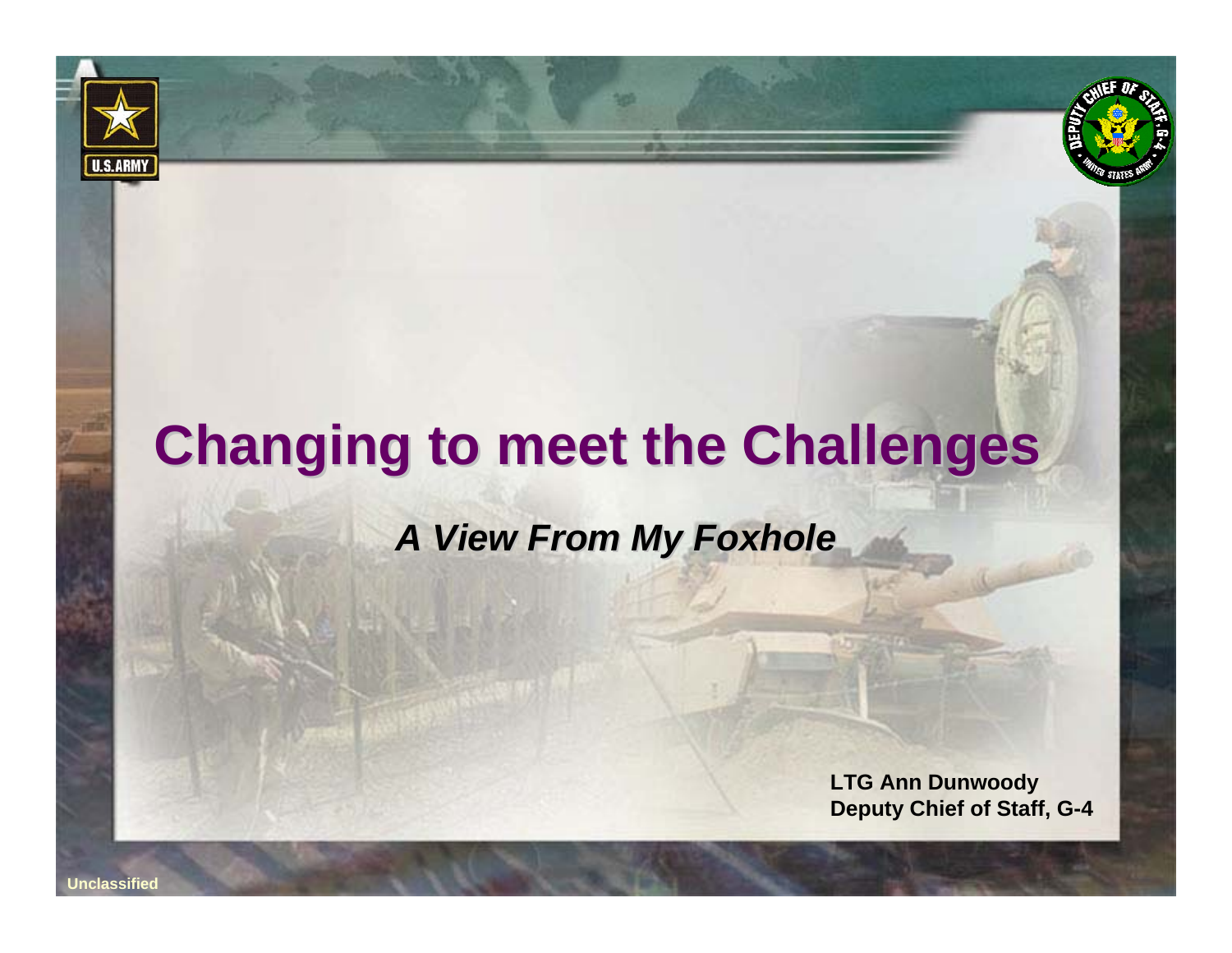# Changing to meet the Challenges

***A View From My Foxhole***

**LTG Ann Dunwoody**
**Deputy Chief of Staff, G-4**

**Unclassified**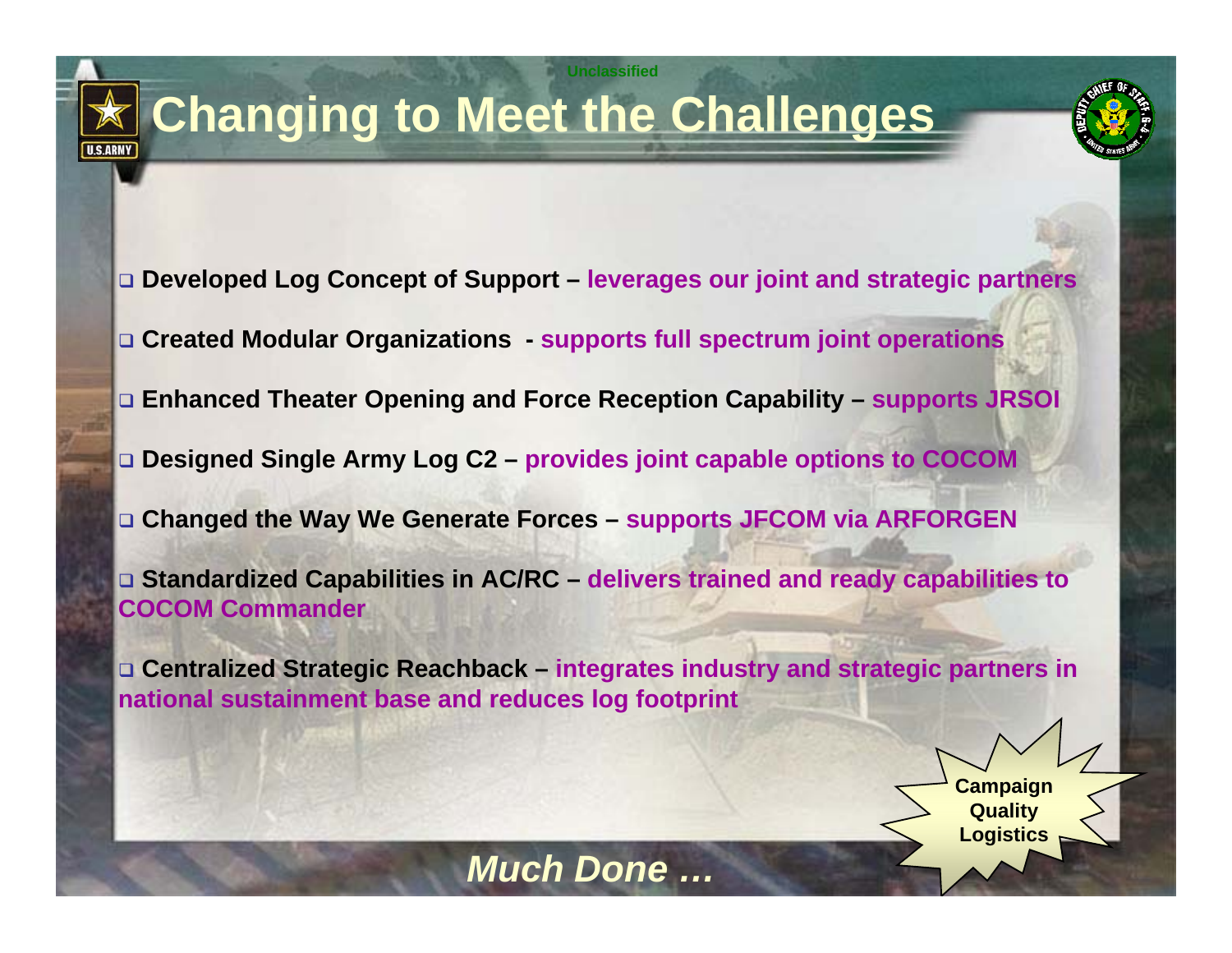# Changing to Meet the Challenges

- **Developed Log Concept of Support – leverages our joint and strategic partners**
- **Created Modular Organizations - supports full spectrum joint operations**
- **Enhanced Theater Opening and Force Reception Capability – supports JRSOI**
- **Designed Single Army Log C2 – provides joint capable options to COCOM**
- **Changed the Way We Generate Forces – supports JFCOM via ARFORGEN**
- **Standardized Capabilities in AC/RC – delivers trained and ready capabilities to COCOM Commander**
- **Centralized Strategic Reachback – integrates industry and strategic partners in national sustainment base and reduces log footprint**

**Campaign Quality Logistics**

***Much Done …***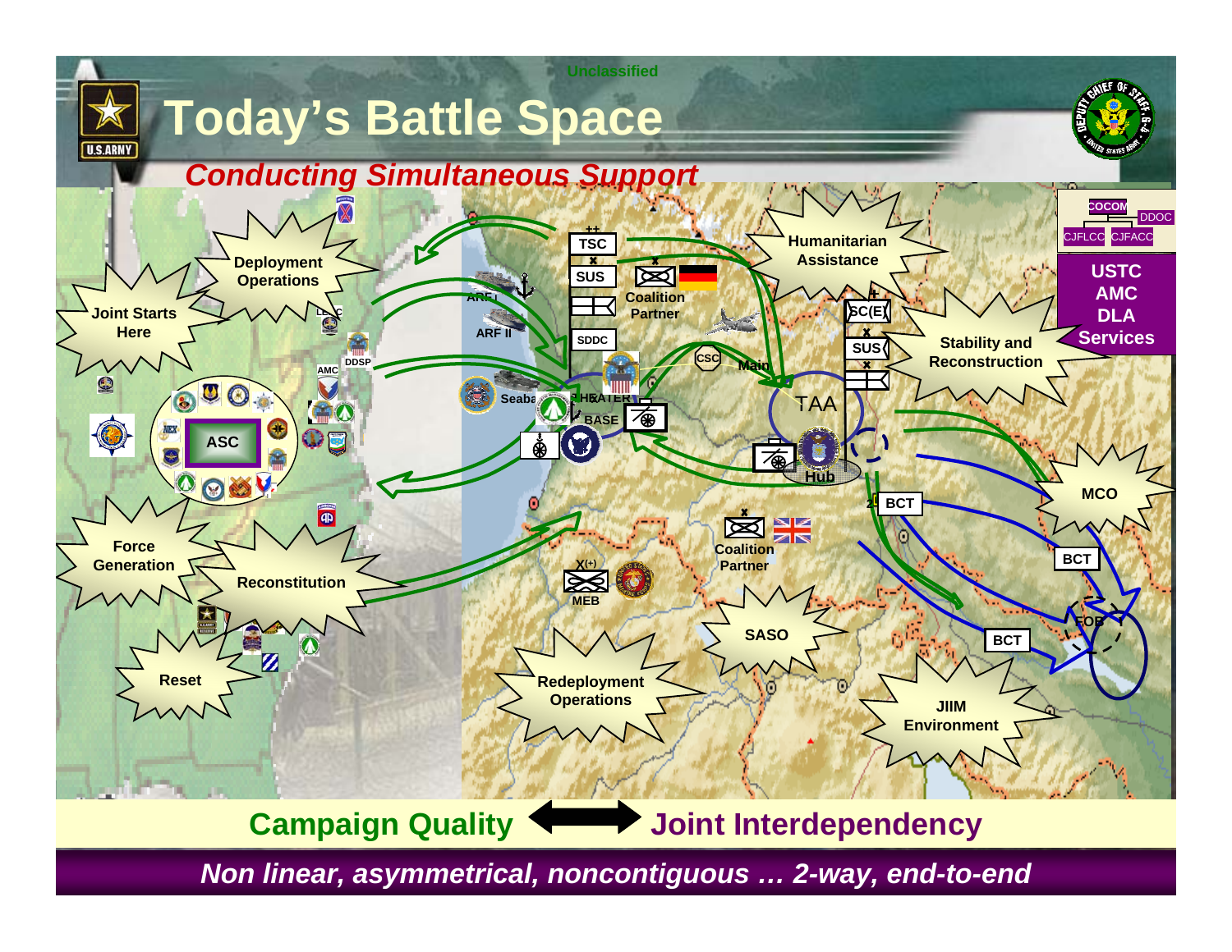Unclassified

# Today's Battle Space

## *Conducting Simultaneous Support*

Joint Starts Here

Deployment Operations

Force Generation

Reconstitution

Reset

ASC

AMC

DDSP

LEAC

ARF I

ARF II

Seabase

TSC

SUS

SDDC

Coalition Partner

THEATER BASE

CSC

Main

Humanitarian Assistance

SC(E)

SUS

TAA

Hub

Stability and Reconstruction

COCOM

DDOC

CJFLCC

CJFACC

USTC
AMC
DLA
Services

MCO

BCT

BCT

BCT

FOB

Coalition Partner

MEB

SASO

Redeployment Operations

JIIM Environment

**Campaign Quality ⟷ Joint Interdependency**

***Non linear, asymmetrical, noncontiguous … 2-way, end-to-end***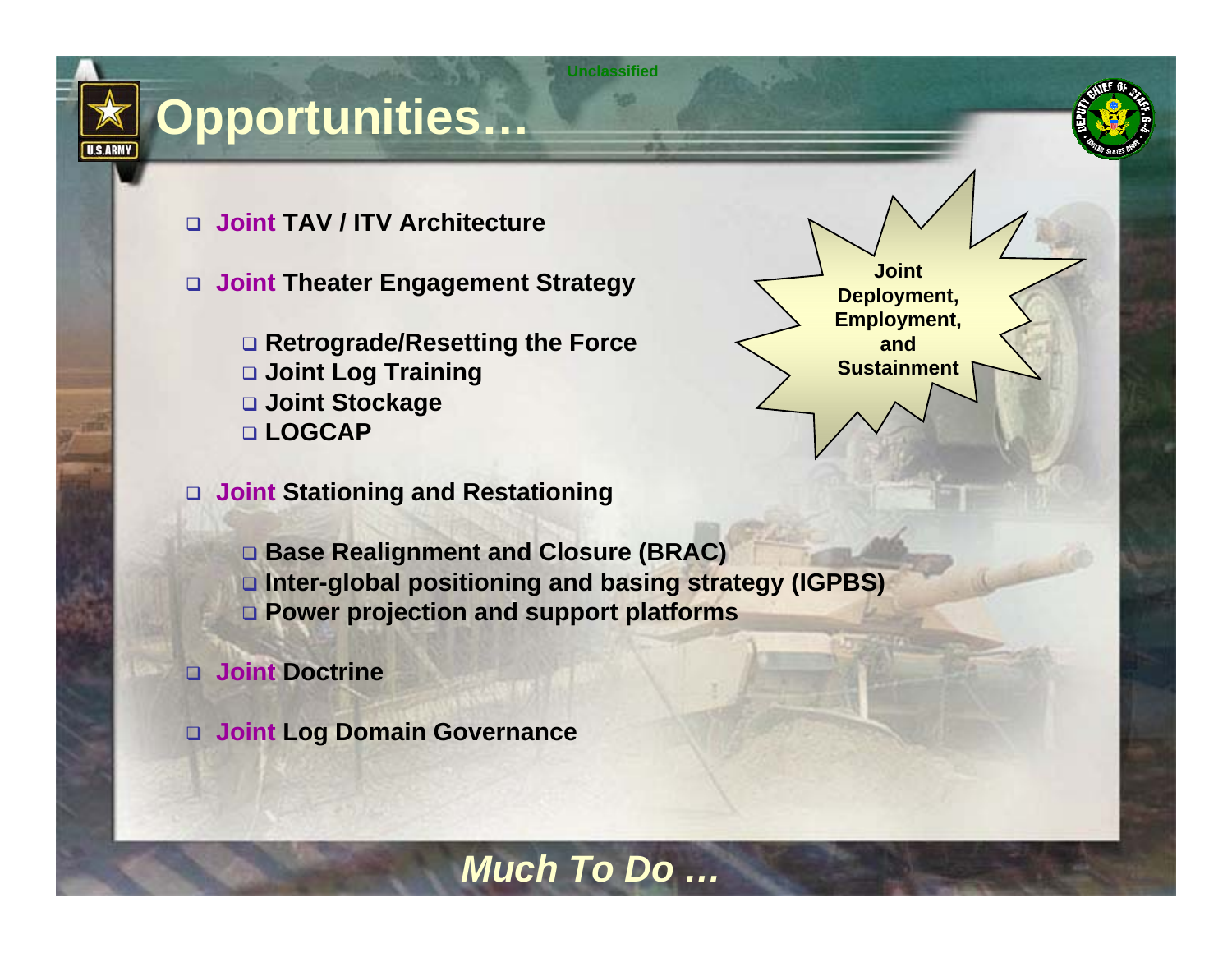Unclassified

# Opportunities…

- **Joint TAV / ITV Architecture**
- **Joint Theater Engagement Strategy**
  - **Retrograde/Resetting the Force**
  - **Joint Log Training**
  - **Joint Stockage**
  - **LOGCAP**
- **Joint Stationing and Restationing**
  - **Base Realignment and Closure (BRAC)**
  - **Inter-global positioning and basing strategy (IGPBS)**
  - **Power projection and support platforms**
- **Joint Doctrine**
- **Joint Log Domain Governance**

**Joint Deployment, Employment, and Sustainment**

***Much To Do …***